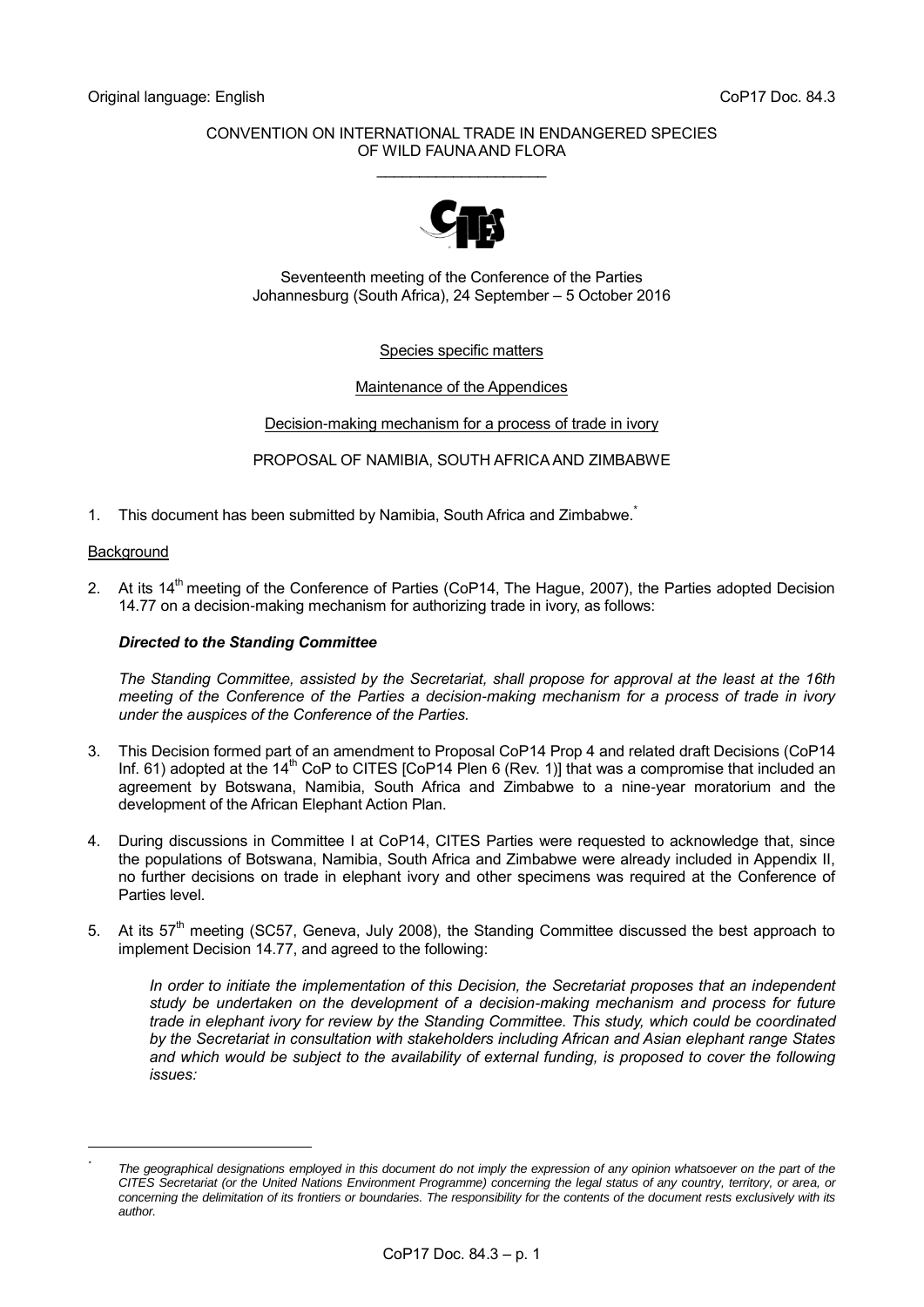Original language: English CoP17 Doc. 84.3

CONVENTION ON INTERNATIONAL TRADE IN ENDANGERED SPECIES
OF WILD FAUNA AND FLORA

\_\_\_\_\_\_\_\_\_\_\_\_\_\_\_\_\_\_\_\_

Seventeenth meeting of the Conference of the Parties
Johannesburg (South Africa), 24 September – 5 October 2016

Species specific matters

Maintenance of the Appendices

Decision-making mechanism for a process of trade in ivory

PROPOSAL OF NAMIBIA, SOUTH AFRICA AND ZIMBABWE

1. This document has been submitted by Namibia, South Africa and Zimbabwe.[*]

Background

2. At its 14[th] meeting of the Conference of Parties (CoP14, The Hague, 2007), the Parties adopted Decision 14.77 on a decision-making mechanism for authorizing trade in ivory, as follows:

   ***Directed to the Standing Committee***

   *The Standing Committee, assisted by the Secretariat, shall propose for approval at the least at the 16th meeting of the Conference of the Parties a decision-making mechanism for a process of trade in ivory under the auspices of the Conference of the Parties.*

3. This Decision formed part of an amendment to Proposal CoP14 Prop 4 and related draft Decisions (CoP14 Inf. 61) adopted at the 14[th] CoP to CITES [CoP14 Plen 6 (Rev. 1)] that was a compromise that included an agreement by Botswana, Namibia, South Africa and Zimbabwe to a nine-year moratorium and the development of the African Elephant Action Plan.

4. During discussions in Committee I at CoP14, CITES Parties were requested to acknowledge that, since the populations of Botswana, Namibia, South Africa and Zimbabwe were already included in Appendix II, no further decisions on trade in elephant ivory and other specimens was required at the Conference of Parties level.

5. At its 57[th] meeting (SC57, Geneva, July 2008), the Standing Committee discussed the best approach to implement Decision 14.77, and agreed to the following:

   *In order to initiate the implementation of this Decision, the Secretariat proposes that an independent study be undertaken on the development of a decision-making mechanism and process for future trade in elephant ivory for review by the Standing Committee. This study, which could be coordinated by the Secretariat in consultation with stakeholders including African and Asian elephant range States and which would be subject to the availability of external funding, is proposed to cover the following issues:*

---

[*] *The geographical designations employed in this document do not imply the expression of any opinion whatsoever on the part of the CITES Secretariat (or the United Nations Environment Programme) concerning the legal status of any country, territory, or area, or concerning the delimitation of its frontiers or boundaries. The responsibility for the contents of the document rests exclusively with its author.*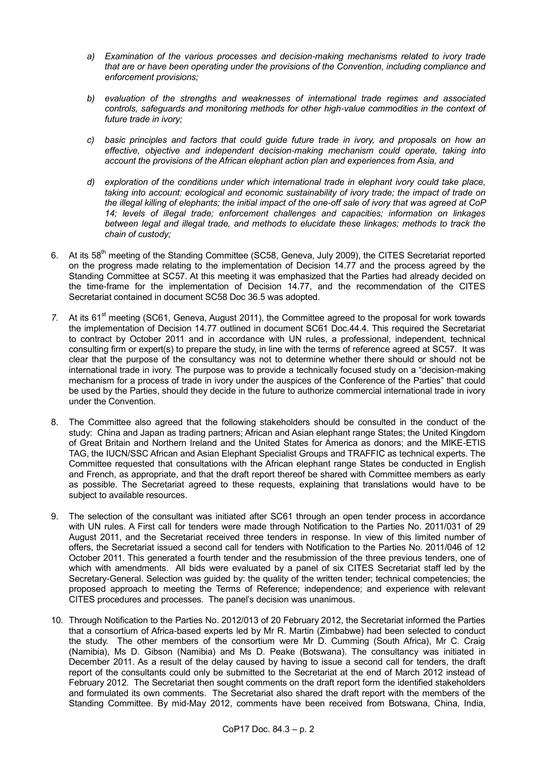*a) Examination of the various processes and decision-making mechanisms related to ivory trade that are or have been operating under the provisions of the Convention, including compliance and enforcement provisions;*

*b) evaluation of the strengths and weaknesses of international trade regimes and associated controls, safeguards and monitoring methods for other high-value commodities in the context of future trade in ivory;*

*c) basic principles and factors that could guide future trade in ivory, and proposals on how an effective, objective and independent decision-making mechanism could operate, taking into account the provisions of the African elephant action plan and experiences from Asia, and*

*d) exploration of the conditions under which international trade in elephant ivory could take place, taking into account: ecological and economic sustainability of ivory trade; the impact of trade on the illegal killing of elephants; the initial impact of the one-off sale of ivory that was agreed at CoP 14; levels of illegal trade; enforcement challenges and capacities; information on linkages between legal and illegal trade, and methods to elucidate these linkages; methods to track the chain of custody;*

6. At its 58th meeting of the Standing Committee (SC58, Geneva, July 2009), the CITES Secretariat reported on the progress made relating to the implementation of Decision 14.77 and the process agreed by the Standing Committee at SC57. At this meeting it was emphasized that the Parties had already decided on the time-frame for the implementation of Decision 14.77, and the recommendation of the CITES Secretariat contained in document SC58 Doc 36.5 was adopted.

7. At its 61st meeting (SC61, Geneva, August 2011), the Committee agreed to the proposal for work towards the implementation of Decision 14.77 outlined in document SC61 Doc.44.4. This required the Secretariat to contract by October 2011 and in accordance with UN rules, a professional, independent, technical consulting firm or expert(s) to prepare the study, in line with the terms of reference agreed at SC57. It was clear that the purpose of the consultancy was not to determine whether there should or should not be international trade in ivory. The purpose was to provide a technically focused study on a "decision-making mechanism for a process of trade in ivory under the auspices of the Conference of the Parties" that could be used by the Parties, should they decide in the future to authorize commercial international trade in ivory under the Convention.

8. The Committee also agreed that the following stakeholders should be consulted in the conduct of the study: China and Japan as trading partners; African and Asian elephant range States; the United Kingdom of Great Britain and Northern Ireland and the United States for America as donors; and the MIKE-ETIS TAG, the IUCN/SSC African and Asian Elephant Specialist Groups and TRAFFIC as technical experts. The Committee requested that consultations with the African elephant range States be conducted in English and French, as appropriate, and that the draft report thereof be shared with Committee members as early as possible. The Secretariat agreed to these requests, explaining that translations would have to be subject to available resources.

9. The selection of the consultant was initiated after SC61 through an open tender process in accordance with UN rules. A First call for tenders were made through Notification to the Parties No. 2011/031 of 29 August 2011, and the Secretariat received three tenders in response. In view of this limited number of offers, the Secretariat issued a second call for tenders with Notification to the Parties No. 2011/046 of 12 October 2011. This generated a fourth tender and the resubmission of the three previous tenders, one of which with amendments. All bids were evaluated by a panel of six CITES Secretariat staff led by the Secretary-General. Selection was guided by: the quality of the written tender; technical competencies; the proposed approach to meeting the Terms of Reference; independence; and experience with relevant CITES procedures and processes. The panel's decision was unanimous.

10. Through Notification to the Parties No. 2012/013 of 20 February 2012, the Secretariat informed the Parties that a consortium of Africa-based experts led by Mr R. Martin (Zimbabwe) had been selected to conduct the study. The other members of the consortium were Mr D. Cumming (South Africa), Mr C. Craig (Namibia), Ms D. Gibson (Namibia) and Ms D. Peake (Botswana). The consultancy was initiated in December 2011. As a result of the delay caused by having to issue a second call for tenders, the draft report of the consultants could only be submitted to the Secretariat at the end of March 2012 instead of February 2012. The Secretariat then sought comments on the draft report form the identified stakeholders and formulated its own comments. The Secretariat also shared the draft report with the members of the Standing Committee. By mid-May 2012, comments have been received from Botswana, China, India,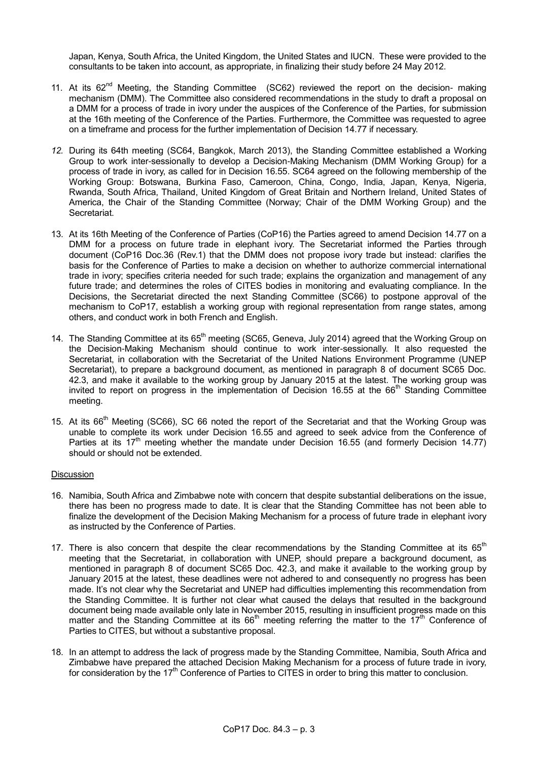Japan, Kenya, South Africa, the United Kingdom, the United States and IUCN. These were provided to the consultants to be taken into account, as appropriate, in finalizing their study before 24 May 2012.

11. At its 62nd Meeting, the Standing Committee (SC62) reviewed the report on the decision- making mechanism (DMM). The Committee also considered recommendations in the study to draft a proposal on a DMM for a process of trade in ivory under the auspices of the Conference of the Parties, for submission at the 16th meeting of the Conference of the Parties. Furthermore, the Committee was requested to agree on a timeframe and process for the further implementation of Decision 14.77 if necessary.

12. During its 64th meeting (SC64, Bangkok, March 2013), the Standing Committee established a Working Group to work inter-sessionally to develop a Decision-Making Mechanism (DMM Working Group) for a process of trade in elephant ivory, as called for in Decision 16.55. SC64 agreed on the following membership of the Working Group: Botswana, Burkina Faso, Cameroon, China, Congo, India, Japan, Kenya, Nigeria, Rwanda, South Africa, Thailand, United Kingdom of Great Britain and Northern Ireland, United States of America, the Chair of the Standing Committee (Norway; Chair of the DMM Working Group) and the Secretariat.

13. At its 16th Meeting of the Conference of Parties (CoP16) the Parties agreed to amend Decision 14.77 on a DMM for a process on future trade in elephant ivory. The Secretariat informed the Parties through document (CoP16 Doc.36 (Rev.1) that the DMM does not propose ivory trade but instead: clarifies the basis for the Conference of Parties to make a decision on whether to authorize commercial international trade in ivory; specifies criteria needed for such trade; explains the organization and management of any future trade; and determines the roles of CITES bodies in monitoring and evaluating compliance. In the Decisions, the Secretariat directed the next Standing Committee (SC66) to postpone approval of the mechanism to CoP17, establish a working group with regional representation from range states, among others, and conduct work in both French and English.

14. The Standing Committee at its 65th meeting (SC65, Geneva, July 2014) agreed that the Working Group on the Decision-Making Mechanism should continue to work inter-sessionally. It also requested the Secretariat, in collaboration with the Secretariat of the United Nations Environment Programme (UNEP Secretariat), to prepare a background document, as mentioned in paragraph 8 of document SC65 Doc. 42.3, and make it available to the working group by January 2015 at the latest. The working group was invited to report on progress in the implementation of Decision 16.55 at the 66th Standing Committee meeting.

15. At its 66th Meeting (SC66), SC 66 noted the report of the Secretariat and that the Working Group was unable to complete its work under Decision 16.55 and agreed to seek advice from the Conference of Parties at its 17th meeting whether the mandate under Decision 16.55 (and formerly Decision 14.77) should or should not be extended.

Discussion

16. Namibia, South Africa and Zimbabwe note with concern that despite substantial deliberations on the issue, there has been no progress made to date. It is clear that the Standing Committee has not been able to finalize the development of the Decision Making Mechanism for a process of future trade in elephant ivory as instructed by the Conference of Parties.

17. There is also concern that despite the clear recommendations by the Standing Committee at its 65th meeting that the Secretariat, in collaboration with UNEP, should prepare a background document, as mentioned in paragraph 8 of document SC65 Doc. 42.3, and make it available to the working group by January 2015 at the latest, these deadlines were not adhered to and consequently no progress has been made. It's not clear why the Secretariat and UNEP had difficulties implementing this recommendation from the Standing Committee. It is further not clear what caused the delays that resulted in the background document being made available only late in November 2015, resulting in insufficient progress made on this matter and the Standing Committee at its 66th meeting referring the matter to the 17th Conference of Parties to CITES, but without a substantive proposal.

18. In an attempt to address the lack of progress made by the Standing Committee, Namibia, South Africa and Zimbabwe have prepared the attached Decision Making Mechanism for a process of future trade in ivory, for consideration by the 17th Conference of Parties to CITES in order to bring this matter to conclusion.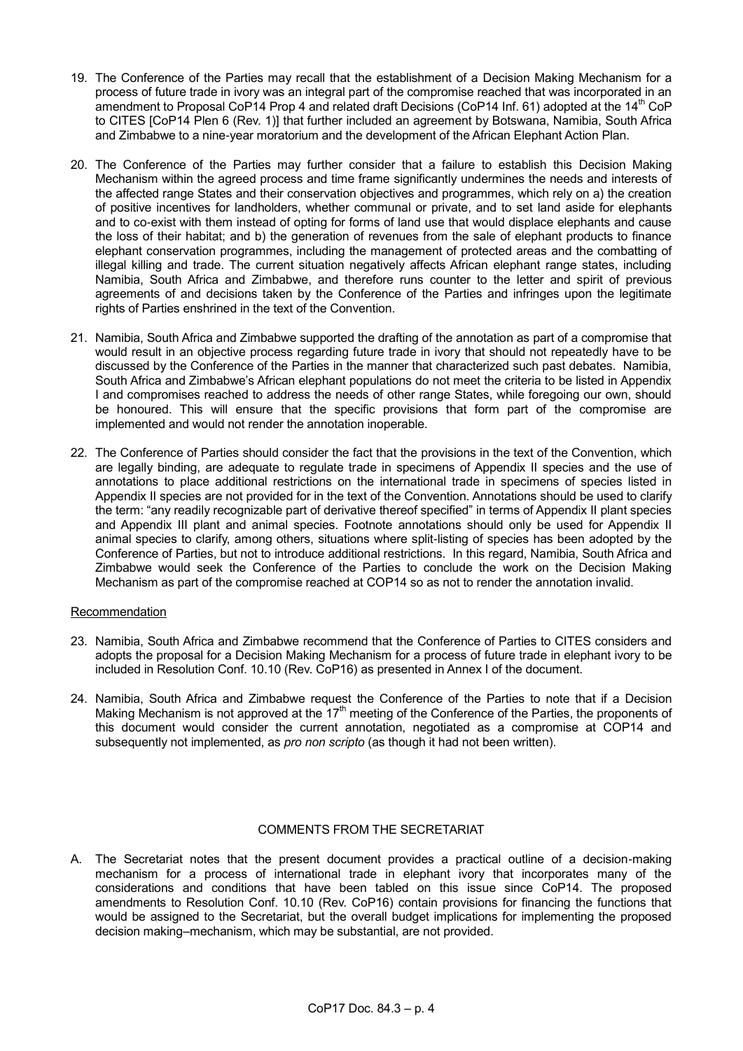19. The Conference of the Parties may recall that the establishment of a Decision Making Mechanism for a process of future trade in ivory was an integral part of the compromise reached that was incorporated in an amendment to Proposal CoP14 Prop 4 and related draft Decisions (CoP14 Inf. 61) adopted at the 14th CoP to CITES [CoP14 Plen 6 (Rev. 1)] that further included an agreement by Botswana, Namibia, South Africa and Zimbabwe to a nine-year moratorium and the development of the African Elephant Action Plan.

20. The Conference of the Parties may further consider that a failure to establish this Decision Making Mechanism within the agreed process and time frame significantly undermines the needs and interests of the affected range States and their conservation objectives and programmes, which rely on a) the creation of positive incentives for landholders, whether communal or private, and to set land aside for elephants and to co-exist with them instead of opting for forms of land use that would displace elephants and cause the loss of their habitat; and b) the generation of revenues from the sale of elephant products to finance elephant conservation programmes, including the management of protected areas and the combatting of illegal killing and trade. The current situation negatively affects African elephant range states, including Namibia, South Africa and Zimbabwe, and therefore runs counter to the letter and spirit of previous agreements of and decisions taken by the Conference of the Parties and infringes upon the legitimate rights of Parties enshrined in the text of the Convention.

21. Namibia, South Africa and Zimbabwe supported the drafting of the annotation as part of a compromise that would result in an objective process regarding future trade in ivory that should not repeatedly have to be discussed by the Conference of the Parties in the manner that characterized such past debates. Namibia, South Africa and Zimbabwe's African elephant populations do not meet the criteria to be listed in Appendix I and compromises reached to address the needs of other range States, while foregoing our own, should be honoured. This will ensure that the specific provisions that form part of the compromise are implemented and would not render the annotation inoperable.

22. The Conference of Parties should consider the fact that the provisions in the text of the Convention, which are legally binding, are adequate to regulate trade in specimens of Appendix II species and the use of annotations to place additional restrictions on the international trade in specimens of species listed in Appendix II species are not provided for in the text of the Convention. Annotations should be used to clarify the term: "any readily recognizable part of derivative thereof specified" in terms of Appendix II plant species and Appendix III plant and animal species. Footnote annotations should only be used for Appendix II animal species to clarify, among others, situations where split-listing of species has been adopted by the Conference of Parties, but not to introduce additional restrictions. In this regard, Namibia, South Africa and Zimbabwe would seek the Conference of the Parties to conclude the work on the Decision Making Mechanism as part of the compromise reached at COP14 so as not to render the annotation invalid.

Recommendation

23. Namibia, South Africa and Zimbabwe recommend that the Conference of Parties to CITES considers and adopts the proposal for a Decision Making Mechanism for a process of future trade in elephant ivory to be included in Resolution Conf. 10.10 (Rev. CoP16) as presented in Annex I of the document.

24. Namibia, South Africa and Zimbabwe request the Conference of the Parties to note that if a Decision Making Mechanism is not approved at the 17th meeting of the Conference of the Parties, the proponents of this document would consider the current annotation, negotiated as a compromise at COP14 and subsequently not implemented, as *pro non scripto* (as though it had not been written).

## COMMENTS FROM THE SECRETARIAT

A. The Secretariat notes that the present document provides a practical outline of a decision-making mechanism for a process of international trade in elephant ivory that incorporates many of the considerations and conditions that have been tabled on this issue since CoP14. The proposed amendments to Resolution Conf. 10.10 (Rev. CoP16) contain provisions for financing the functions that would be assigned to the Secretariat, but the overall budget implications for implementing the proposed decision making–mechanism, which may be substantial, are not provided.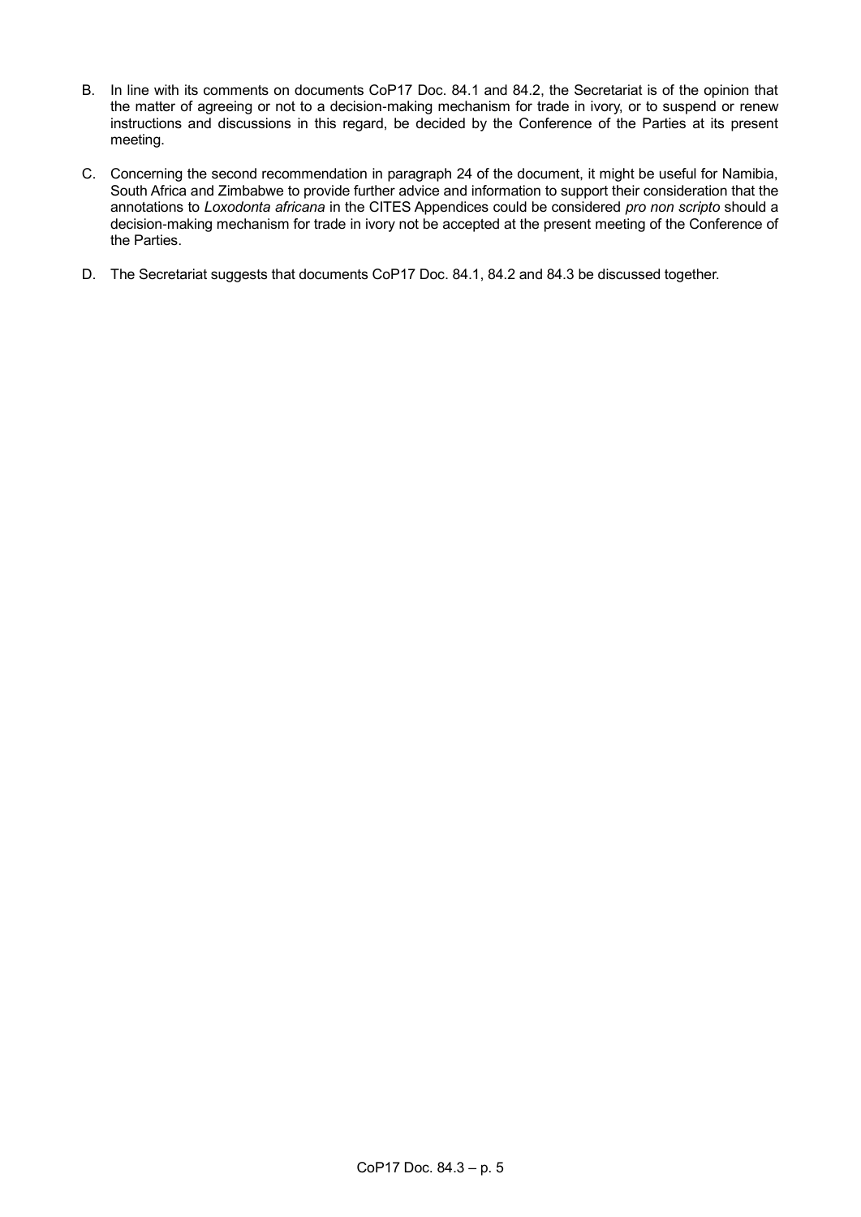B. In line with its comments on documents CoP17 Doc. 84.1 and 84.2, the Secretariat is of the opinion that the matter of agreeing or not to a decision-making mechanism for trade in ivory, or to suspend or renew instructions and discussions in this regard, be decided by the Conference of the Parties at its present meeting.

C. Concerning the second recommendation in paragraph 24 of the document, it might be useful for Namibia, South Africa and Zimbabwe to provide further advice and information to support their consideration that the annotations to *Loxodonta africana* in the CITES Appendices could be considered *pro non scripto* should a decision-making mechanism for trade in ivory not be accepted at the present meeting of the Conference of the Parties.

D. The Secretariat suggests that documents CoP17 Doc. 84.1, 84.2 and 84.3 be discussed together.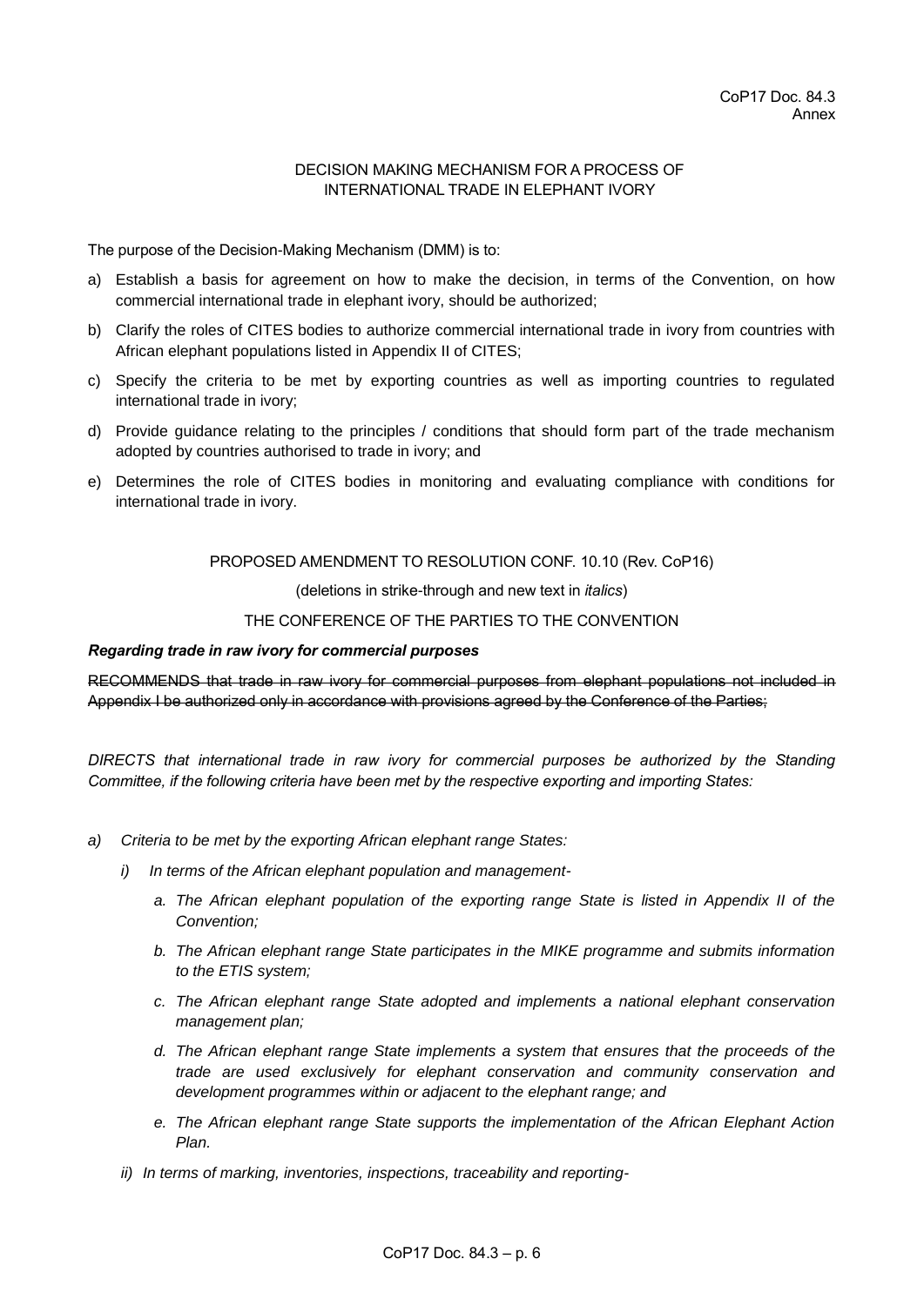DECISION MAKING MECHANISM FOR A PROCESS OF INTERNATIONAL TRADE IN ELEPHANT IVORY

The purpose of the Decision-Making Mechanism (DMM) is to:

a) Establish a basis for agreement on how to make the decision, in terms of the Convention, on how commercial international trade in elephant ivory, should be authorized;

b) Clarify the roles of CITES bodies to authorize commercial international trade in ivory from countries with African elephant populations listed in Appendix II of CITES;

c) Specify the criteria to be met by exporting countries as well as importing countries to regulated international trade in ivory;

d) Provide guidance relating to the principles / conditions that should form part of the trade mechanism adopted by countries authorised to trade in ivory; and

e) Determines the role of CITES bodies in monitoring and evaluating compliance with conditions for international trade in ivory.

PROPOSED AMENDMENT TO RESOLUTION CONF. 10.10 (Rev. CoP16)

(deletions in strike-through and new text in *italics*)

THE CONFERENCE OF THE PARTIES TO THE CONVENTION

***Regarding trade in raw ivory for commercial purposes***

~~RECOMMENDS that trade in raw ivory for commercial purposes from elephant populations not included in Appendix I be authorized only in accordance with provisions agreed by the Conference of the Parties;~~

*DIRECTS that international trade in raw ivory for commercial purposes be authorized by the Standing Committee, if the following criteria have been met by the respective exporting and importing States:*

*a) Criteria to be met by the exporting African elephant range States:*

*i) In terms of the African elephant population and management-*

*a. The African elephant population of the exporting range State is listed in Appendix II of the Convention;*

*b. The African elephant range State participates in the MIKE programme and submits information to the ETIS system;*

*c. The African elephant range State adopted and implements a national elephant conservation management plan;*

*d. The African elephant range State implements a system that ensures that the proceeds of the trade are used exclusively for elephant conservation and community conservation and development programmes within or adjacent to the elephant range; and*

*e. The African elephant range State supports the implementation of the African Elephant Action Plan.*

*ii) In terms of marking, inventories, inspections, traceability and reporting-*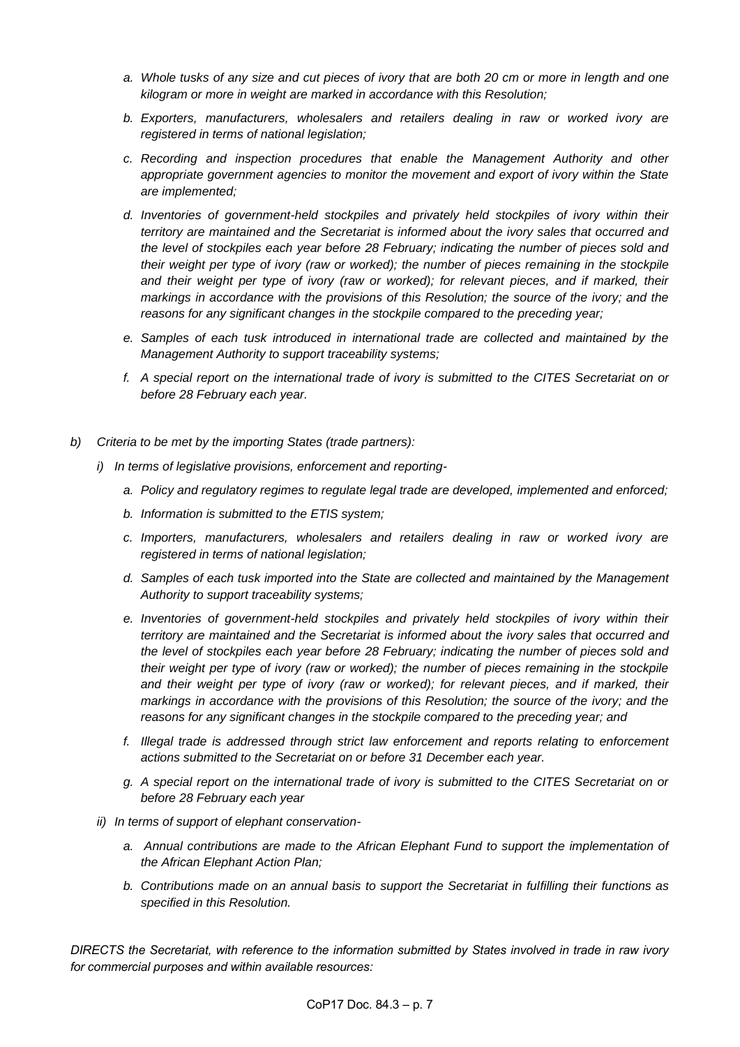- *a. Whole tusks of any size and cut pieces of ivory that are both 20 cm or more in length and one kilogram or more in weight are marked in accordance with this Resolution;*
- *b. Exporters, manufacturers, wholesalers and retailers dealing in raw or worked ivory are registered in terms of national legislation;*
- *c. Recording and inspection procedures that enable the Management Authority and other appropriate government agencies to monitor the movement and export of ivory within the State are implemented;*
- *d. Inventories of government-held stockpiles and privately held stockpiles of ivory within their territory are maintained and the Secretariat is informed about the ivory sales that occurred and the level of stockpiles each year before 28 February; indicating the number of pieces sold and their weight per type of ivory (raw or worked); the number of pieces remaining in the stockpile and their weight per type of ivory (raw or worked); for relevant pieces, and if marked, their markings in accordance with the provisions of this Resolution; the source of the ivory; and the reasons for any significant changes in the stockpile compared to the preceding year;*
- *e. Samples of each tusk introduced in international trade are collected and maintained by the Management Authority to support traceability systems;*
- *f. A special report on the international trade of ivory is submitted to the CITES Secretariat on or before 28 February each year.*

*b) Criteria to be met by the importing States (trade partners):*

*i) In terms of legislative provisions, enforcement and reporting-*

- *a. Policy and regulatory regimes to regulate legal trade are developed, implemented and enforced;*
- *b. Information is submitted to the ETIS system;*
- *c. Importers, manufacturers, wholesalers and retailers dealing in raw or worked ivory are registered in terms of national legislation;*
- *d. Samples of each tusk imported into the State are collected and maintained by the Management Authority to support traceability systems;*
- *e. Inventories of government-held stockpiles and privately held stockpiles of ivory within their territory are maintained and the Secretariat is informed about the ivory sales that occurred and the level of stockpiles each year before 28 February; indicating the number of pieces sold and their weight per type of ivory (raw or worked); the number of pieces remaining in the stockpile and their weight per type of ivory (raw or worked); for relevant pieces, and if marked, their markings in accordance with the provisions of this Resolution; the source of the ivory; and the reasons for any significant changes in the stockpile compared to the preceding year; and*
- *f. Illegal trade is addressed through strict law enforcement and reports relating to enforcement actions submitted to the Secretariat on or before 31 December each year.*
- *g. A special report on the international trade of ivory is submitted to the CITES Secretariat on or before 28 February each year*

*ii) In terms of support of elephant conservation-*

- *a. Annual contributions are made to the African Elephant Fund to support the implementation of the African Elephant Action Plan;*
- *b. Contributions made on an annual basis to support the Secretariat in fulfilling their functions as specified in this Resolution.*

*DIRECTS the Secretariat, with reference to the information submitted by States involved in trade in raw ivory for commercial purposes and within available resources:*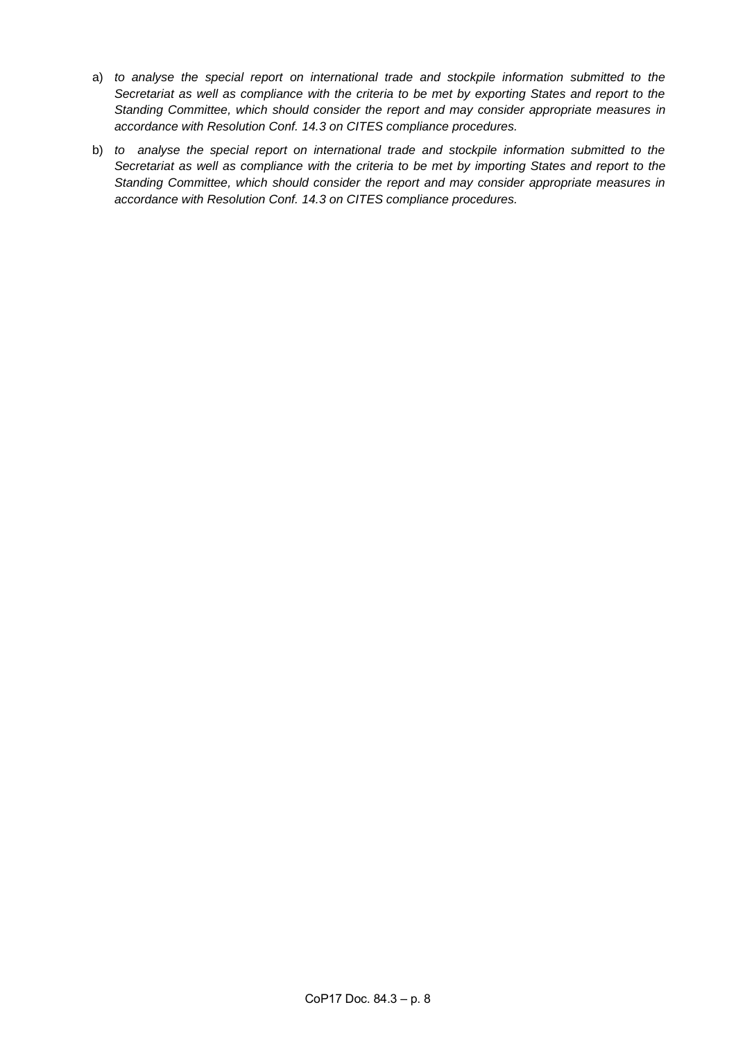a) *to analyse the special report on international trade and stockpile information submitted to the Secretariat as well as compliance with the criteria to be met by exporting States and report to the Standing Committee, which should consider the report and may consider appropriate measures in accordance with Resolution Conf. 14.3 on CITES compliance procedures.*

b) *to analyse the special report on international trade and stockpile information submitted to the Secretariat as well as compliance with the criteria to be met by importing States and report to the Standing Committee, which should consider the report and may consider appropriate measures in accordance with Resolution Conf. 14.3 on CITES compliance procedures.*